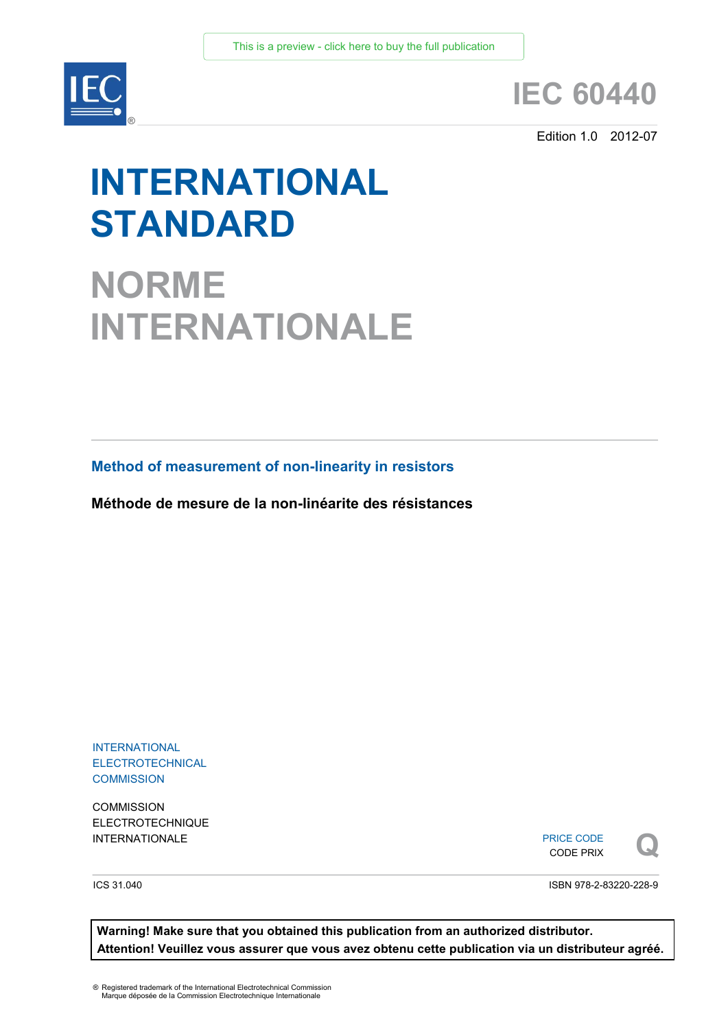This is a preview - click here to buy the full publication

# IEC 60440

Edition 1.0 2012-07

# INTERNATIONAL STANDARD

# NORME INTERNATIONALE

## Method of measurement of non-linearity in resistors

**Méthode de mesure de la non-linéarite des résistances**

INTERNATIONAL ELECTROTECHNICAL COMMISSION

COMMISSION ELECTROTECHNIQUE INTERNATIONALE

PRICE CODE
CODE PRIX

**Q**

ICS 31.040

ISBN 978-2-83220-228-9

**Warning! Make sure that you obtained this publication from an authorized distributor.**
**Attention! Veuillez vous assurer que vous avez obtenu cette publication via un distributeur agréé.**

® Registered trademark of the International Electrotechnical Commission
Marque déposée de la Commission Electrotechnique Internationale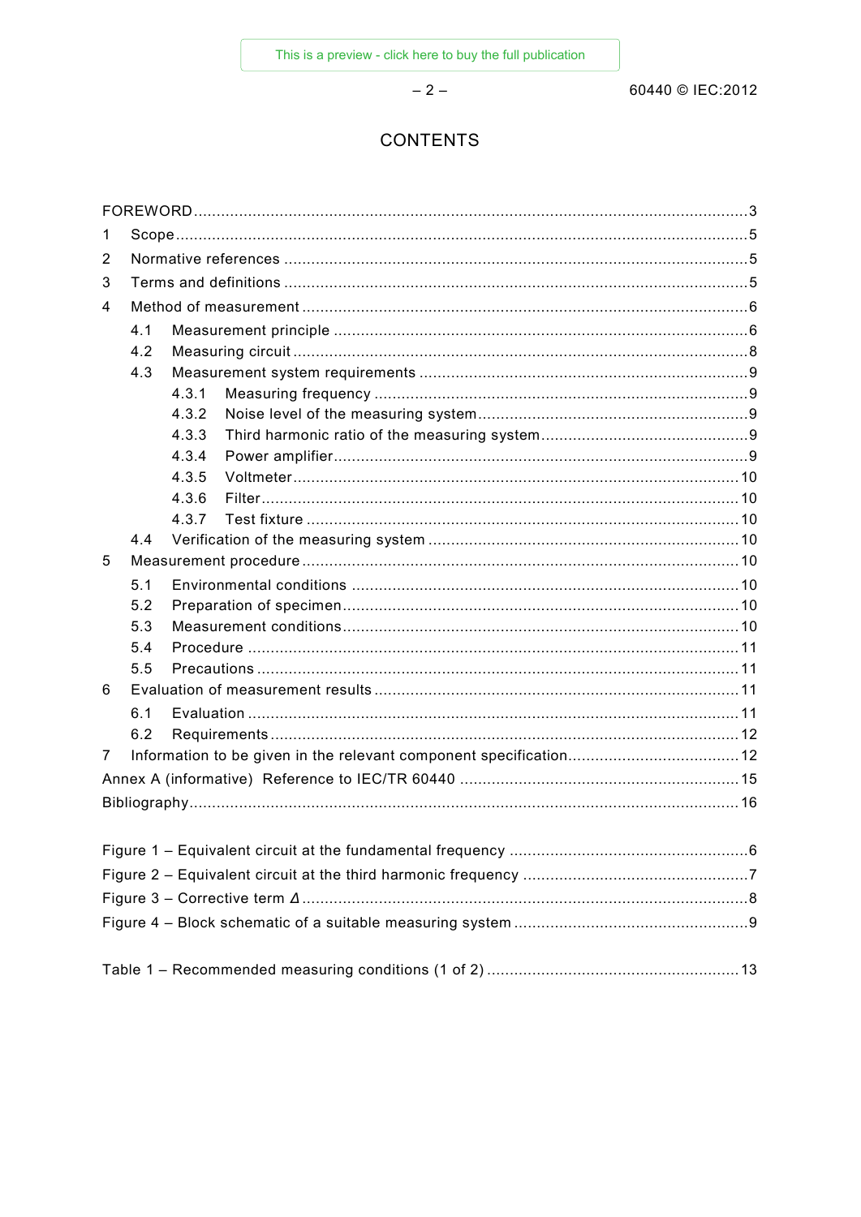# CONTENTS

FOREWORD ... 3

1 Scope ... 5

2 Normative references ... 5

3 Terms and definitions ... 5

4 Method of measurement ... 6

- 4.1 Measurement principle ... 6
- 4.2 Measuring circuit ... 8
- 4.3 Measurement system requirements ... 9
  - 4.3.1 Measuring frequency ... 9
  - 4.3.2 Noise level of the measuring system ... 9
  - 4.3.3 Third harmonic ratio of the measuring system ... 9
  - 4.3.4 Power amplifier ... 9
  - 4.3.5 Voltmeter ... 10
  - 4.3.6 Filter ... 10
  - 4.3.7 Test fixture ... 10
- 4.4 Verification of the measuring system ... 10

5 Measurement procedure ... 10

- 5.1 Environmental conditions ... 10
- 5.2 Preparation of specimen ... 10
- 5.3 Measurement conditions ... 10
- 5.4 Procedure ... 11
- 5.5 Precautions ... 11

6 Evaluation of measurement results ... 11

- 6.1 Evaluation ... 11
- 6.2 Requirements ... 12

7 Information to be given in the relevant component specification ... 12

Annex A (informative) Reference to IEC/TR 60440 ... 15

Bibliography ... 16

Figure 1 – Equivalent circuit at the fundamental frequency ... 6

Figure 2 – Equivalent circuit at the third harmonic frequency ... 7

Figure 3 – Corrective term *Δ* ... 8

Figure 4 – Block schematic of a suitable measuring system ... 9

Table 1 – Recommended measuring conditions (1 of 2) ... 13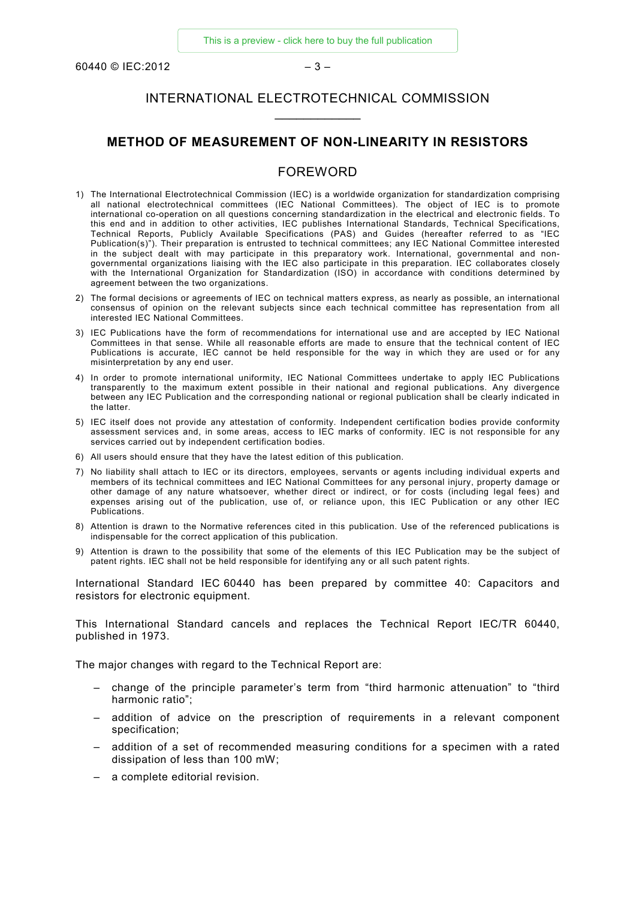# INTERNATIONAL ELECTROTECHNICAL COMMISSION

____________

## METHOD OF MEASUREMENT OF NON-LINEARITY IN RESISTORS

## FOREWORD

1) The International Electrotechnical Commission (IEC) is a worldwide organization for standardization comprising all national electrotechnical committees (IEC National Committees). The object of IEC is to promote international co-operation on all questions concerning standardization in the electrical and electronic fields. To this end and in addition to other activities, IEC publishes International Standards, Technical Specifications, Technical Reports, Publicly Available Specifications (PAS) and Guides (hereafter referred to as "IEC Publication(s)"). Their preparation is entrusted to technical committees; any IEC National Committee interested in the subject dealt with may participate in this preparatory work. International, governmental and non-governmental organizations liaising with the IEC also participate in this preparation. IEC collaborates closely with the International Organization for Standardization (ISO) in accordance with conditions determined by agreement between the two organizations.
2) The formal decisions or agreements of IEC on technical matters express, as nearly as possible, an international consensus of opinion on the relevant subjects since each technical committee has representation from all interested IEC National Committees.
3) IEC Publications have the form of recommendations for international use and are accepted by IEC National Committees in that sense. While all reasonable efforts are made to ensure that the technical content of IEC Publications is accurate, IEC cannot be held responsible for the way in which they are used or for any misinterpretation by any end user.
4) In order to promote international uniformity, IEC National Committees undertake to apply IEC Publications transparently to the maximum extent possible in their national and regional publications. Any divergence between any IEC Publication and the corresponding national or regional publication shall be clearly indicated in the latter.
5) IEC itself does not provide any attestation of conformity. Independent certification bodies provide conformity assessment services and, in some areas, access to IEC marks of conformity. IEC is not responsible for any services carried out by independent certification bodies.
6) All users should ensure that they have the latest edition of this publication.
7) No liability shall attach to IEC or its directors, employees, servants or agents including individual experts and members of its technical committees and IEC National Committees for any personal injury, property damage or other damage of any nature whatsoever, whether direct or indirect, or for costs (including legal fees) and expenses arising out of the publication, use of, or reliance upon, this IEC Publication or any other IEC Publications.
8) Attention is drawn to the Normative references cited in this publication. Use of the referenced publications is indispensable for the correct application of this publication.
9) Attention is drawn to the possibility that some of the elements of this IEC Publication may be the subject of patent rights. IEC shall not be held responsible for identifying any or all such patent rights.

International Standard IEC 60440 has been prepared by committee 40: Capacitors and resistors for electronic equipment.

This International Standard cancels and replaces the Technical Report IEC/TR 60440, published in 1973.

The major changes with regard to the Technical Report are:

– change of the principle parameter's term from "third harmonic attenuation" to "third harmonic ratio";
– addition of advice on the prescription of requirements in a relevant component specification;
– addition of a set of recommended measuring conditions for a specimen with a rated dissipation of less than 100 mW;
– a complete editorial revision.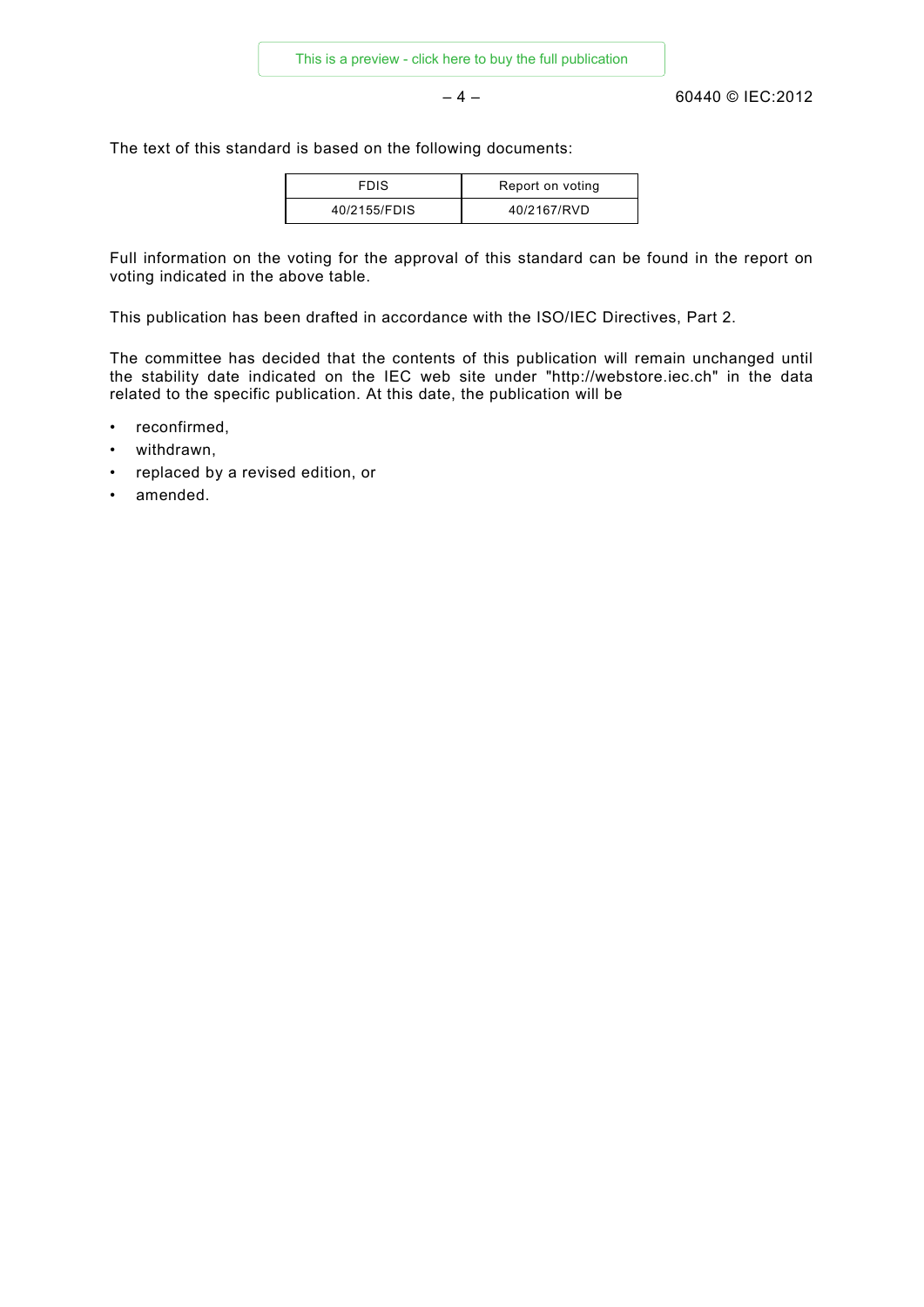The text of this standard is based on the following documents:

| FDIS | Report on voting |
| --- | --- |
| 40/2155/FDIS | 40/2167/RVD |

Full information on the voting for the approval of this standard can be found in the report on voting indicated in the above table.

This publication has been drafted in accordance with the ISO/IEC Directives, Part 2.

The committee has decided that the contents of this publication will remain unchanged until the stability date indicated on the IEC web site under "http://webstore.iec.ch" in the data related to the specific publication. At this date, the publication will be

- reconfirmed,
- withdrawn,
- replaced by a revised edition, or
- amended.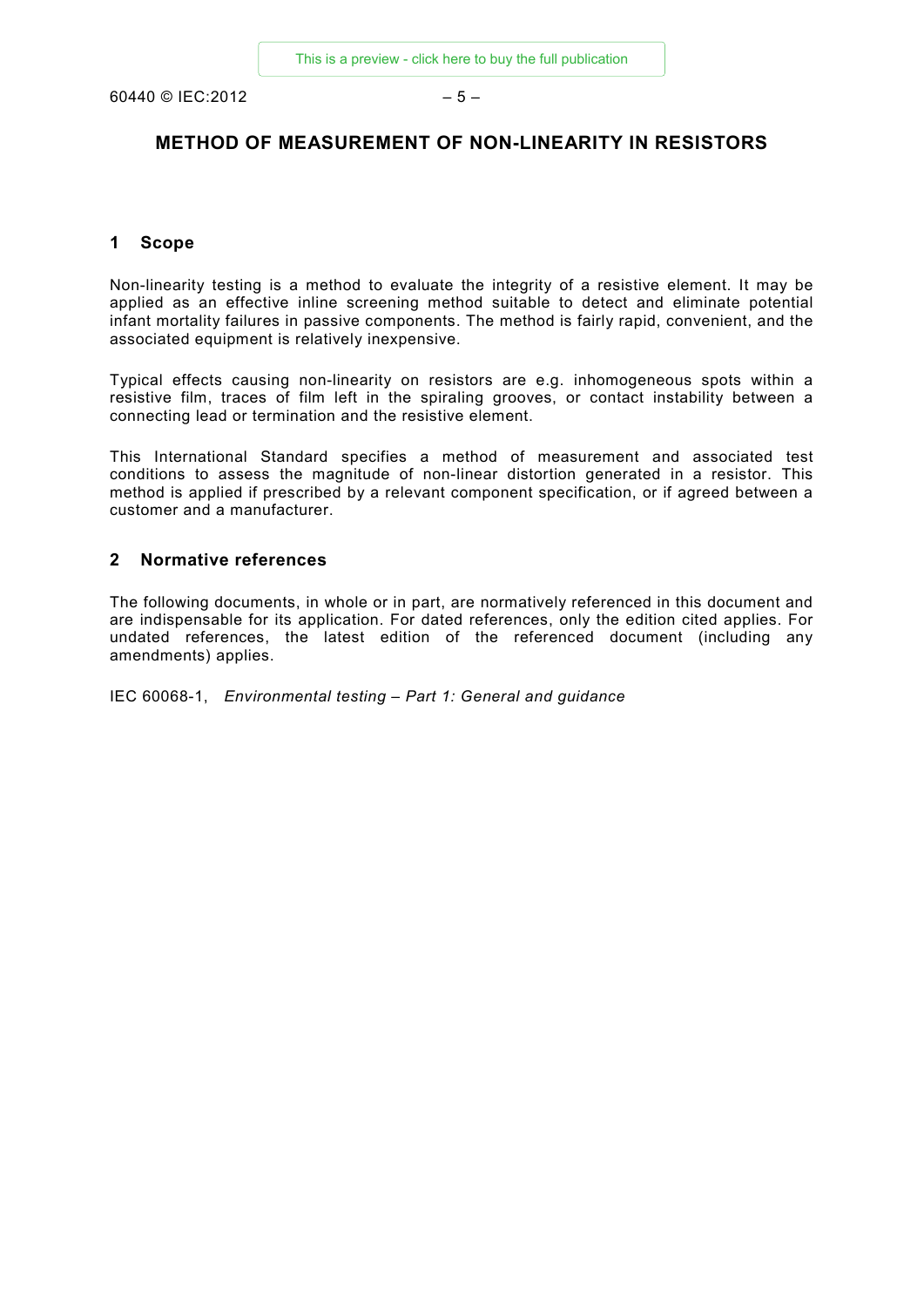# METHOD OF MEASUREMENT OF NON-LINEARITY IN RESISTORS

## 1 Scope

Non-linearity testing is a method to evaluate the integrity of a resistive element. It may be applied as an effective inline screening method suitable to detect and eliminate potential infant mortality failures in passive components. The method is fairly rapid, convenient, and the associated equipment is relatively inexpensive.

Typical effects causing non-linearity on resistors are e.g. inhomogeneous spots within a resistive film, traces of film left in the spiraling grooves, or contact instability between a connecting lead or termination and the resistive element.

This International Standard specifies a method of measurement and associated test conditions to assess the magnitude of non-linear distortion generated in a resistor. This method is applied if prescribed by a relevant component specification, or if agreed between a customer and a manufacturer.

## 2 Normative references

The following documents, in whole or in part, are normatively referenced in this document and are indispensable for its application. For dated references, only the edition cited applies. For undated references, the latest edition of the referenced document (including any amendments) applies.

IEC 60068-1, *Environmental testing – Part 1: General and guidance*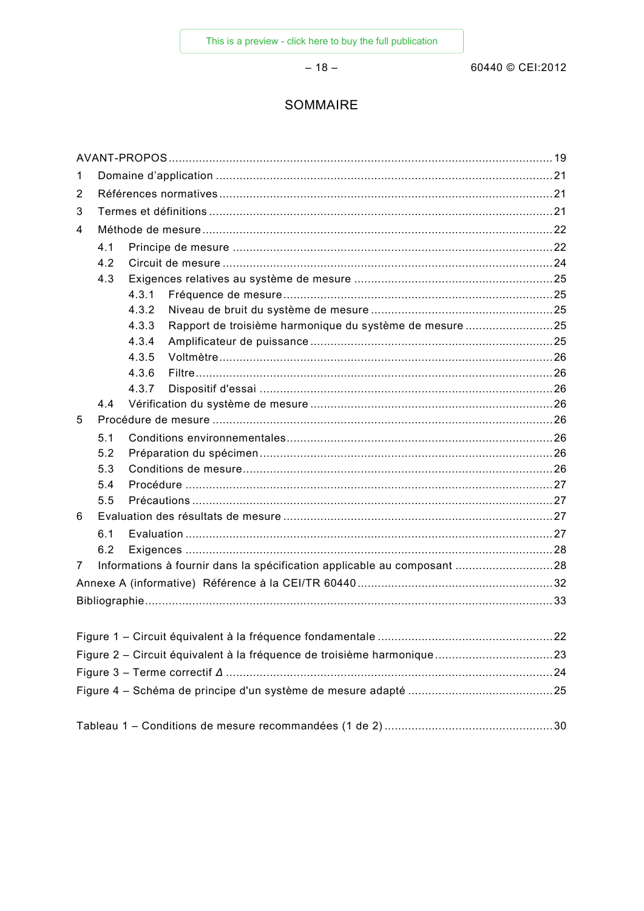# SOMMAIRE

AVANT-PROPOS ........................................................................................................ 19

1 Domaine d'application ........................................................................................... 21

2 Références normatives ........................................................................................... 21

3 Termes et définitions ............................................................................................. 21

4 Méthode de mesure ............................................................................................... 22

 4.1 Principe de mesure ......................................................................................... 22

 4.2 Circuit de mesure ............................................................................................ 24

 4.3 Exigences relatives au système de mesure ..................................................... 25

  4.3.1 Fréquence de mesure ............................................................................... 25

  4.3.2 Niveau de bruit du système de mesure ..................................................... 25

  4.3.3 Rapport de troisième harmonique du système de mesure .......................... 25

  4.3.4 Amplificateur de puissance ....................................................................... 25

  4.3.5 Voltmètre ................................................................................................. 26

  4.3.6 Filtre ....................................................................................................... 26

  4.3.7 Dispositif d'essai ..................................................................................... 26

 4.4 Vérification du système de mesure .................................................................. 26

5 Procédure de mesure ............................................................................................. 26

 5.1 Conditions environnementales ........................................................................ 26

 5.2 Préparation du spécimen ................................................................................. 26

 5.3 Conditions de mesure ..................................................................................... 26

 5.4 Procédure ....................................................................................................... 27

 5.5 Précautions .................................................................................................... 27

6 Evaluation des résultats de mesure ....................................................................... 27

 6.1 Evaluation ...................................................................................................... 27

 6.2 Exigences ...................................................................................................... 28

7 Informations à fournir dans la spécification applicable au composant ...................... 28

Annexe A (informative) Référence à la CEI/TR 60440 ................................................. 32

Bibliographie ........................................................................................................... 33

Figure 1 – Circuit équivalent à la fréquence fondamentale .......................................... 22

Figure 2 – Circuit équivalent à la fréquence de troisième harmonique .......................... 23

Figure 3 – Terme correctif $\Delta$ ................................................................................... 24

Figure 4 – Schéma de principe d'un système de mesure adapté .................................. 25

Tableau 1 – Conditions de mesure recommandées (1 de 2) ......................................... 30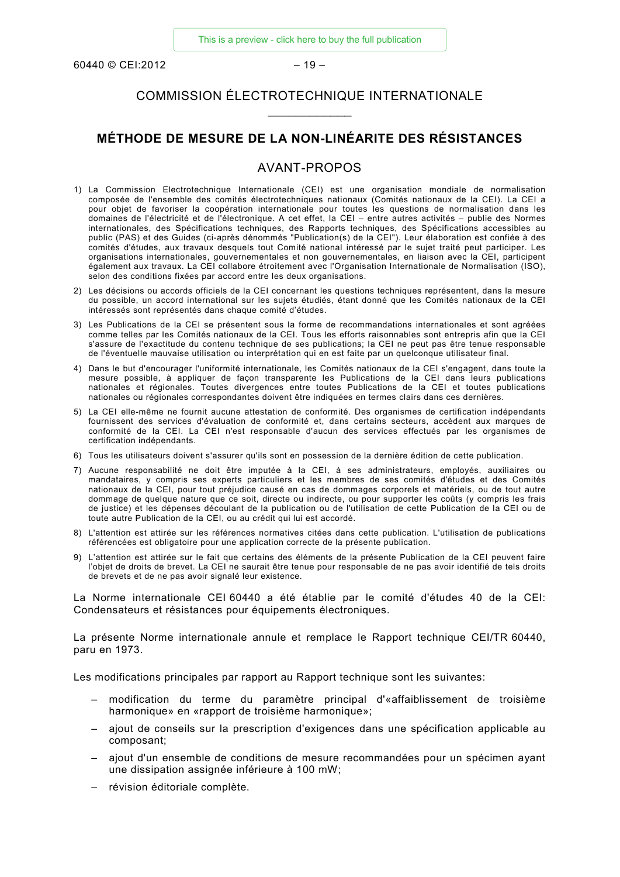# COMMISSION ÉLECTROTECHNIQUE INTERNATIONALE

---

## MÉTHODE DE MESURE DE LA NON-LINÉARITE DES RÉSISTANCES

### AVANT-PROPOS

1) La Commission Electrotechnique Internationale (CEI) est une organisation mondiale de normalisation composée de l'ensemble des comités électrotechniques nationaux (Comités nationaux de la CEI). La CEI a pour objet de favoriser la coopération internationale pour toutes les questions de normalisation dans les domaines de l'électricité et de l'électronique. A cet effet, la CEI – entre autres activités – publie des Normes internationales, des Spécifications techniques, des Rapports techniques, des Spécifications accessibles au public (PAS) et des Guides (ci-après dénommés "Publication(s) de la CEI"). Leur élaboration est confiée à des comités d'études, aux travaux desquels tout Comité national intéressé par le sujet traité peut participer. Les organisations internationales, gouvernementales et non gouvernementales, en liaison avec la CEI, participent également aux travaux. La CEI collabore étroitement avec l'Organisation Internationale de Normalisation (ISO), selon des conditions fixées par accord entre les deux organisations.

2) Les décisions ou accords officiels de la CEI concernant les questions techniques représentent, dans la mesure du possible, un accord international sur les sujets étudiés, étant donné que les Comités nationaux de la CEI intéressés sont représentés dans chaque comité d'études.

3) Les Publications de la CEI se présentent sous la forme de recommandations internationales et sont agréées comme telles par les Comités nationaux de la CEI. Tous les efforts raisonnables sont entrepris afin que la CEI s'assure de l'exactitude du contenu technique de ses publications; la CEI ne peut pas être tenue responsable de l'éventuelle mauvaise utilisation ou interprétation qui en est faite par un quelconque utilisateur final.

4) Dans le but d'encourager l'uniformité internationale, les Comités nationaux de la CEI s'engagent, dans toute la mesure possible, à appliquer de façon transparente les Publications de la CEI dans leurs publications nationales et régionales. Toutes divergences entre toutes Publications de la CEI et toutes publications nationales ou régionales correspondantes doivent être indiquées en termes clairs dans ces dernières.

5) La CEI elle-même ne fournit aucune attestation de conformité. Des organismes de certification indépendants fournissent des services d'évaluation de conformité et, dans certains secteurs, accèdent aux marques de conformité de la CEI. La CEI n'est responsable d'aucun des services effectués par les organismes de certification indépendants.

6) Tous les utilisateurs doivent s'assurer qu'ils sont en possession de la dernière édition de cette publication.

7) Aucune responsabilité ne doit être imputée à la CEI, à ses administrateurs, employés, auxiliaires ou mandataires, y compris ses experts particuliers et les membres de ses comités d'études et des Comités nationaux de la CEI, pour tout préjudice causé en cas de dommages corporels et matériels, ou de tout autre dommage de quelque nature que ce soit, directe ou indirecte, ou pour supporter les coûts (y compris les frais de justice) et les dépenses découlant de la publication ou de l'utilisation de cette Publication de la CEI ou de toute autre Publication de la CEI, ou au crédit qui lui est accordé.

8) L'attention est attirée sur les références normatives citées dans cette publication. L'utilisation de publications référencées est obligatoire pour une application correcte de la présente publication.

9) L'attention est attirée sur le fait que certains des éléments de la présente Publication de la CEI peuvent faire l'objet de droits de brevet. La CEI ne saurait être tenue pour responsable de ne pas avoir identifié de tels droits de brevets et de ne pas avoir signalé leur existence.

La Norme internationale CEI 60440 a été établie par le comité d'études 40 de la CEI: Condensateurs et résistances pour équipements électroniques.

La présente Norme internationale annule et remplace le Rapport technique CEI/TR 60440, paru en 1973.

Les modifications principales par rapport au Rapport technique sont les suivantes:

- modification du terme du paramètre principal d'«affaiblissement de troisième harmonique» en «rapport de troisième harmonique»;
- ajout de conseils sur la prescription d'exigences dans une spécification applicable au composant;
- ajout d'un ensemble de conditions de mesure recommandées pour un spécimen ayant une dissipation assignée inférieure à 100 mW;
- révision éditoriale complète.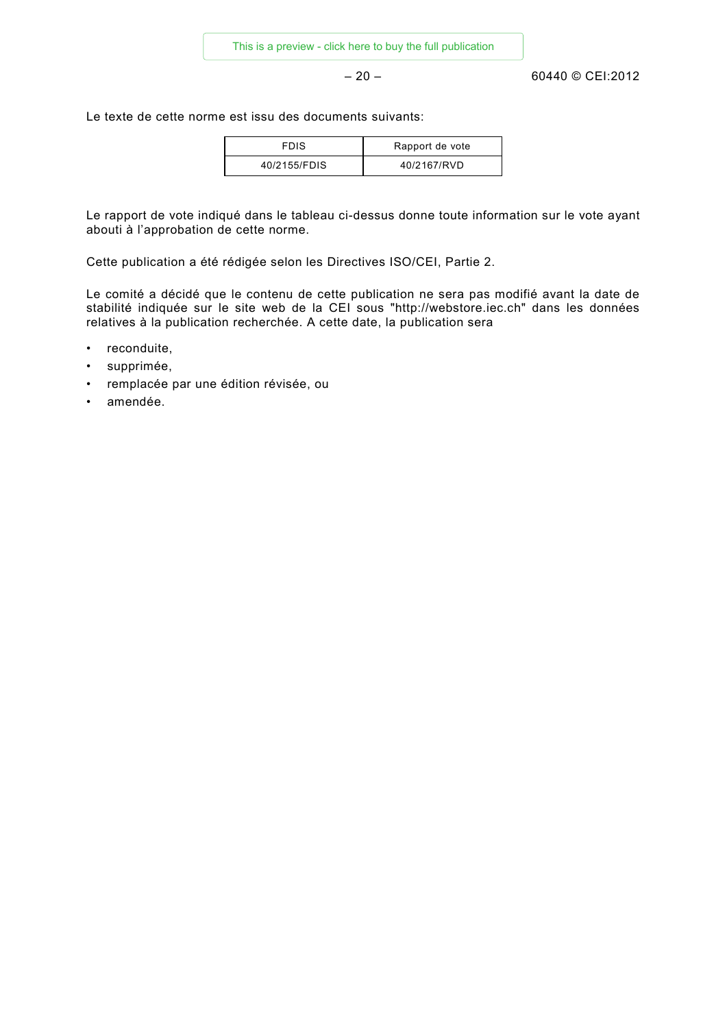Le texte de cette norme est issu des documents suivants:

| FDIS | Rapport de vote |
|---|---|
| 40/2155/FDIS | 40/2167/RVD |

Le rapport de vote indiqué dans le tableau ci-dessus donne toute information sur le vote ayant abouti à l'approbation de cette norme.

Cette publication a été rédigée selon les Directives ISO/CEI, Partie 2.

Le comité a décidé que le contenu de cette publication ne sera pas modifié avant la date de stabilité indiquée sur le site web de la CEI sous "http://webstore.iec.ch" dans les données relatives à la publication recherchée. A cette date, la publication sera

- reconduite,
- supprimée,
- remplacée par une édition révisée, ou
- amendée.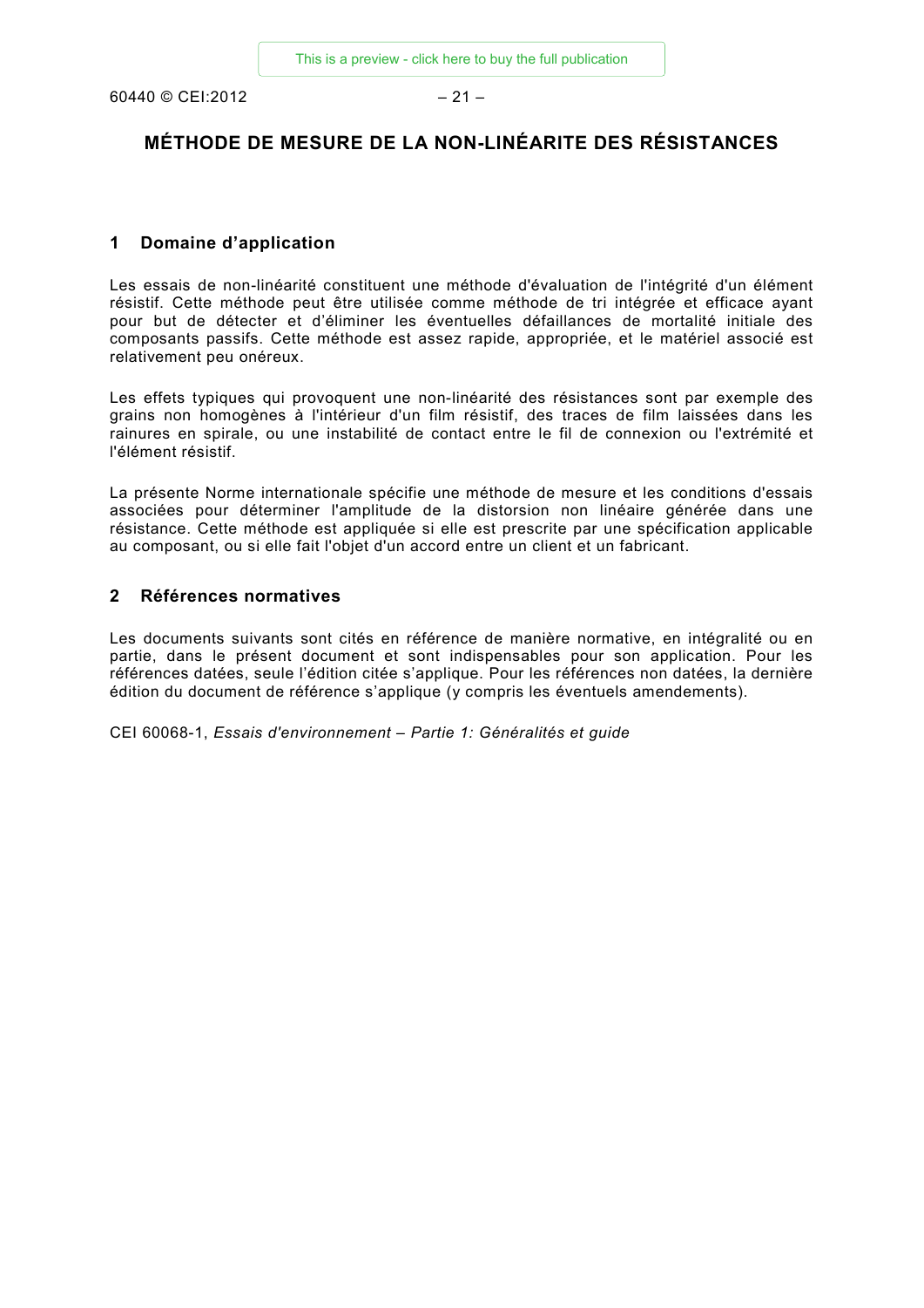# MÉTHODE DE MESURE DE LA NON-LINÉARITE DES RÉSISTANCES

## 1 Domaine d'application

Les essais de non-linéarité constituent une méthode d'évaluation de l'intégrité d'un élément résistif. Cette méthode peut être utilisée comme méthode de tri intégrée et efficace ayant pour but de détecter et d'éliminer les éventuelles défaillances de mortalité initiale des composants passifs. Cette méthode est assez rapide, appropriée, et le matériel associé est relativement peu onéreux.

Les effets typiques qui provoquent une non-linéarité des résistances sont par exemple des grains non homogènes à l'intérieur d'un film résistif, des traces de film laissées dans les rainures en spirale, ou une instabilité de contact entre le fil de connexion ou l'extrémité et l'élément résistif.

La présente Norme internationale spécifie une méthode de mesure et les conditions d'essais associées pour déterminer l'amplitude de la distorsion non linéaire générée dans une résistance. Cette méthode est appliquée si elle est prescrite par une spécification applicable au composant, ou si elle fait l'objet d'un accord entre un client et un fabricant.

## 2 Références normatives

Les documents suivants sont cités en référence de manière normative, en intégralité ou en partie, dans le présent document et sont indispensables pour son application. Pour les références datées, seule l'édition citée s'applique. Pour les références non datées, la dernière édition du document de référence s'applique (y compris les éventuels amendements).

CEI 60068-1, *Essais d'environnement – Partie 1: Généralités et guide*